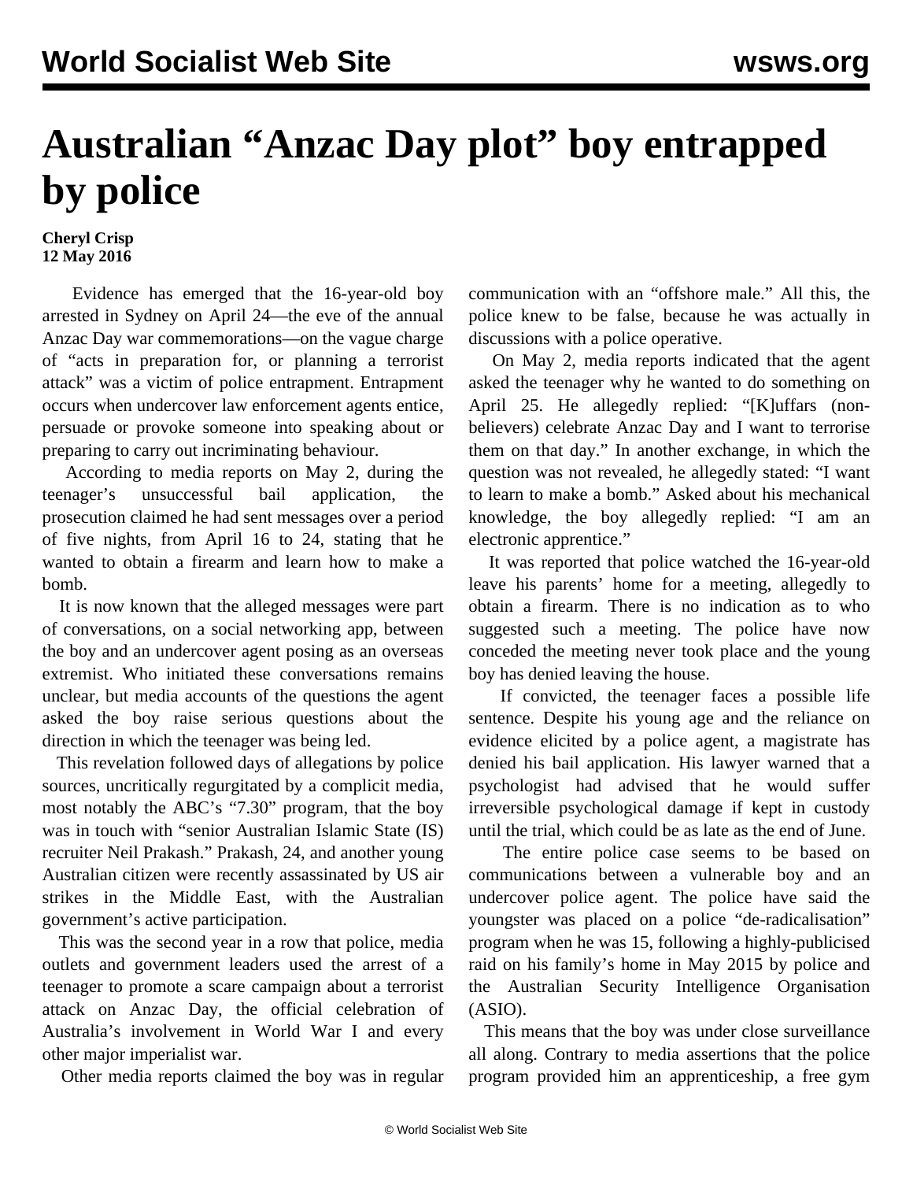# Australian "Anzac Day plot" boy entrapped by police

**Cheryl Crisp**
**12 May 2016**

Evidence has emerged that the 16-year-old boy arrested in Sydney on April 24—the eve of the annual Anzac Day war commemorations—on the vague charge of "acts in preparation for, or planning a terrorist attack" was a victim of police entrapment. Entrapment occurs when undercover law enforcement agents entice, persuade or provoke someone into speaking about or preparing to carry out incriminating behaviour.

According to media reports on May 2, during the teenager's unsuccessful bail application, the prosecution claimed he had sent messages over a period of five nights, from April 16 to 24, stating that he wanted to obtain a firearm and learn how to make a bomb.

It is now known that the alleged messages were part of conversations, on a social networking app, between the boy and an undercover agent posing as an overseas extremist. Who initiated these conversations remains unclear, but media accounts of the questions the agent asked the boy raise serious questions about the direction in which the teenager was being led.

This revelation followed days of allegations by police sources, uncritically regurgitated by a complicit media, most notably the ABC's "7.30" program, that the boy was in touch with "senior Australian Islamic State (IS) recruiter Neil Prakash." Prakash, 24, and another young Australian citizen were recently assassinated by US air strikes in the Middle East, with the Australian government's active participation.

This was the second year in a row that police, media outlets and government leaders used the arrest of a teenager to promote a scare campaign about a terrorist attack on Anzac Day, the official celebration of Australia's involvement in World War I and every other major imperialist war.

Other media reports claimed the boy was in regular communication with an "offshore male." All this, the police knew to be false, because he was actually in discussions with a police operative.

On May 2, media reports indicated that the agent asked the teenager why he wanted to do something on April 25. He allegedly replied: "[K]uffars (non-believers) celebrate Anzac Day and I want to terrorise them on that day." In another exchange, in which the question was not revealed, he allegedly stated: "I want to learn to make a bomb." Asked about his mechanical knowledge, the boy allegedly replied: "I am an electronic apprentice."

It was reported that police watched the 16-year-old leave his parents' home for a meeting, allegedly to obtain a firearm. There is no indication as to who suggested such a meeting. The police have now conceded the meeting never took place and the young boy has denied leaving the house.

If convicted, the teenager faces a possible life sentence. Despite his young age and the reliance on evidence elicited by a police agent, a magistrate has denied his bail application. His lawyer warned that a psychologist had advised that he would suffer irreversible psychological damage if kept in custody until the trial, which could be as late as the end of June.

The entire police case seems to be based on communications between a vulnerable boy and an undercover police agent. The police have said the youngster was placed on a police "de-radicalisation" program when he was 15, following a highly-publicised raid on his family's home in May 2015 by police and the Australian Security Intelligence Organisation (ASIO).

This means that the boy was under close surveillance all along. Contrary to media assertions that the police program provided him an apprenticeship, a free gym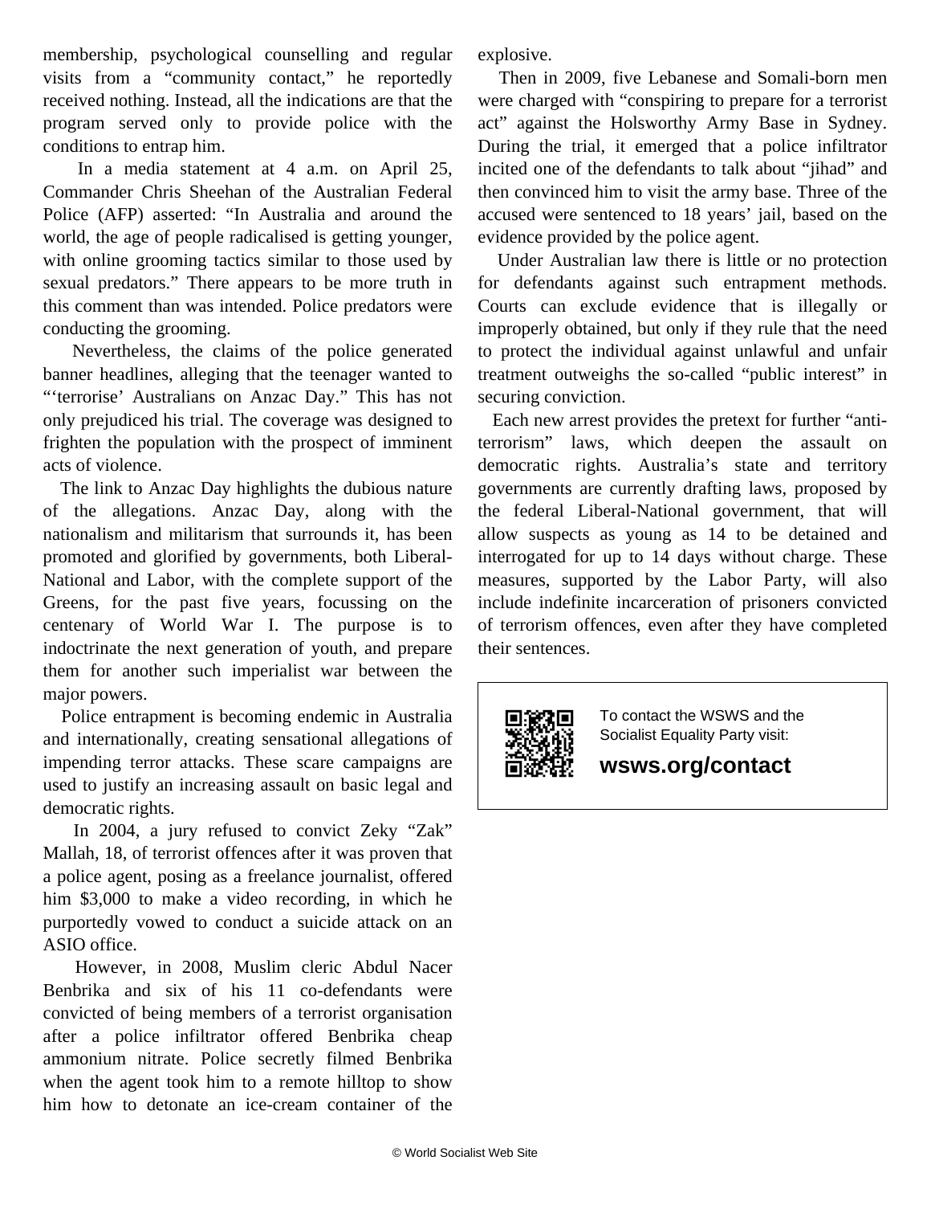membership, psychological counselling and regular visits from a "community contact," he reportedly received nothing. Instead, all the indications are that the program served only to provide police with the conditions to entrap him.

In a media statement at 4 a.m. on April 25, Commander Chris Sheehan of the Australian Federal Police (AFP) asserted: "In Australia and around the world, the age of people radicalised is getting younger, with online grooming tactics similar to those used by sexual predators." There appears to be more truth in this comment than was intended. Police predators were conducting the grooming.

Nevertheless, the claims of the police generated banner headlines, alleging that the teenager wanted to "'terrorise' Australians on Anzac Day." This has not only prejudiced his trial. The coverage was designed to frighten the population with the prospect of imminent acts of violence.

The link to Anzac Day highlights the dubious nature of the allegations. Anzac Day, along with the nationalism and militarism that surrounds it, has been promoted and glorified by governments, both Liberal-National and Labor, with the complete support of the Greens, for the past five years, focussing on the centenary of World War I. The purpose is to indoctrinate the next generation of youth, and prepare them for another such imperialist war between the major powers.

Police entrapment is becoming endemic in Australia and internationally, creating sensational allegations of impending terror attacks. These scare campaigns are used to justify an increasing assault on basic legal and democratic rights.

In 2004, a jury refused to convict Zeky "Zak" Mallah, 18, of terrorist offences after it was proven that a police agent, posing as a freelance journalist, offered him $3,000 to make a video recording, in which he purportedly vowed to conduct a suicide attack on an ASIO office.

However, in 2008, Muslim cleric Abdul Nacer Benbrika and six of his 11 co-defendants were convicted of being members of a terrorist organisation after a police infiltrator offered Benbrika cheap ammonium nitrate. Police secretly filmed Benbrika when the agent took him to a remote hilltop to show him how to detonate an ice-cream container of the explosive.

Then in 2009, five Lebanese and Somali-born men were charged with "conspiring to prepare for a terrorist act" against the Holsworthy Army Base in Sydney. During the trial, it emerged that a police infiltrator incited one of the defendants to talk about "jihad" and then convinced him to visit the army base. Three of the accused were sentenced to 18 years' jail, based on the evidence provided by the police agent.

Under Australian law there is little or no protection for defendants against such entrapment methods. Courts can exclude evidence that is illegally or improperly obtained, but only if they rule that the need to protect the individual against unlawful and unfair treatment outweighs the so-called "public interest" in securing conviction.

Each new arrest provides the pretext for further "anti-terrorism" laws, which deepen the assault on democratic rights. Australia's state and territory governments are currently drafting laws, proposed by the federal Liberal-National government, that will allow suspects as young as 14 to be detained and interrogated for up to 14 days without charge. These measures, supported by the Labor Party, will also include indefinite incarceration of prisoners convicted of terrorism offences, even after they have completed their sentences.

To contact the WSWS and the Socialist Equality Party visit:

**wsws.org/contact**